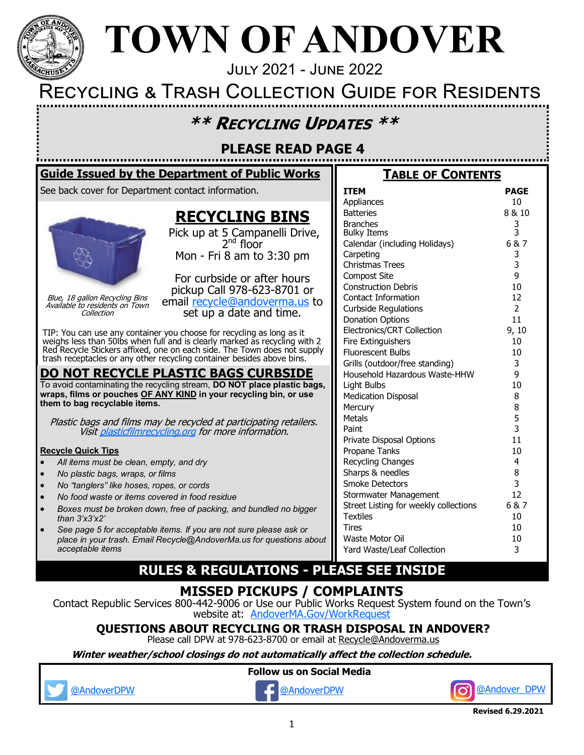# TOWN OF ANDOVER

JULY 2021 - JUNE 2022

## RECYCLING & TRASH COLLECTION GUIDE FOR RESIDENTS

### ** RECYCLING UPDATES **

**PLEASE READ PAGE 4**

### Guide Issued by the Department of Public Works

See back cover for Department contact information.

## RECYCLING BINS

Pick up at 5 Campanelli Drive, 2nd floor
Mon - Fri 8 am to 3:30 pm

For curbside or after hours pickup Call 978-623-8701 or email recycle@andoverma.us to set up a date and time.

*Blue, 18 gallon Recycling Bins Available to residents on Town Collection*

TIP: You can use any container you choose for recycling as long as it weighs less than 50lbs when full and is clearly marked as recycling with 2 Red Recycle Stickers affixed, one on each side. The Town does not supply trash receptacles or any other recycling container besides above bins.

### DO NOT RECYCLE PLASTIC BAGS CURBSIDE

To avoid contaminating the recycling stream, **DO NOT place plastic bags, wraps, films or pouches OF ANY KIND in your recycling bin, or use them to bag recyclable items.**

*Plastic bags and films may be recycled at participating retailers. Visit plasticfilmrecycling.org for more information.*

**Recycle Quick Tips**

- *All items must be clean, empty, and dry*
- *No plastic bags, wraps, or films*
- *No "tanglers" like hoses, ropes, or cords*
- *No food waste or items covered in food residue*
- *Boxes must be broken down, free of packing, and bundled no bigger than 3'x3'x2'*
- *See page 5 for acceptable items. If you are not sure please ask or place in your trash. Email Recycle@AndoverMa.us for questions about acceptable items*

### TABLE OF CONTENTS

| ITEM | PAGE |
|---|---|
| Appliances | 10 |
| Batteries | 8 & 10 |
| Branches | 3 |
| Bulky Items | 3 |
| Calendar (including Holidays) | 6 & 7 |
| Carpeting | 3 |
| Christmas Trees | 3 |
| Compost Site | 9 |
| Construction Debris | 10 |
| Contact Information | 12 |
| Curbside Regulations | 2 |
| Donation Options | 11 |
| Electronics/CRT Collection | 9, 10 |
| Fire Extinguishers | 10 |
| Fluorescent Bulbs | 10 |
| Grills (outdoor/free standing) | 3 |
| Household Hazardous Waste-HHW | 9 |
| Light Bulbs | 10 |
| Medication Disposal | 8 |
| Mercury | 8 |
| Metals | 5 |
| Paint | 3 |
| Private Disposal Options | 11 |
| Propane Tanks | 10 |
| Recycling Changes | 4 |
| Sharps & needles | 8 |
| Smoke Detectors | 3 |
| Stormwater Management | 12 |
| Street Listing for weekly collections | 6 & 7 |
| Textiles | 10 |
| Tires | 10 |
| Waste Motor Oil | 10 |
| Yard Waste/Leaf Collection | 3 |

## RULES & REGULATIONS - PLEASE SEE INSIDE

## MISSED PICKUPS / COMPLAINTS

Contact Republic Services 800-442-9006 or Use our Public Works Request System found on the Town's website at: AndoverMA.Gov/WorkRequest

### QUESTIONS ABOUT RECYCLING OR TRASH DISPOSAL IN ANDOVER?

Please call DPW at 978-623-8700 or email at Recycle@Andoverma.us

***Winter weather/school closings do not automatically affect the collection schedule.***

**Follow us on Social Media**

@AndoverDPW @AndoverDPW @Andover_DPW

**Revised 6.29.2021**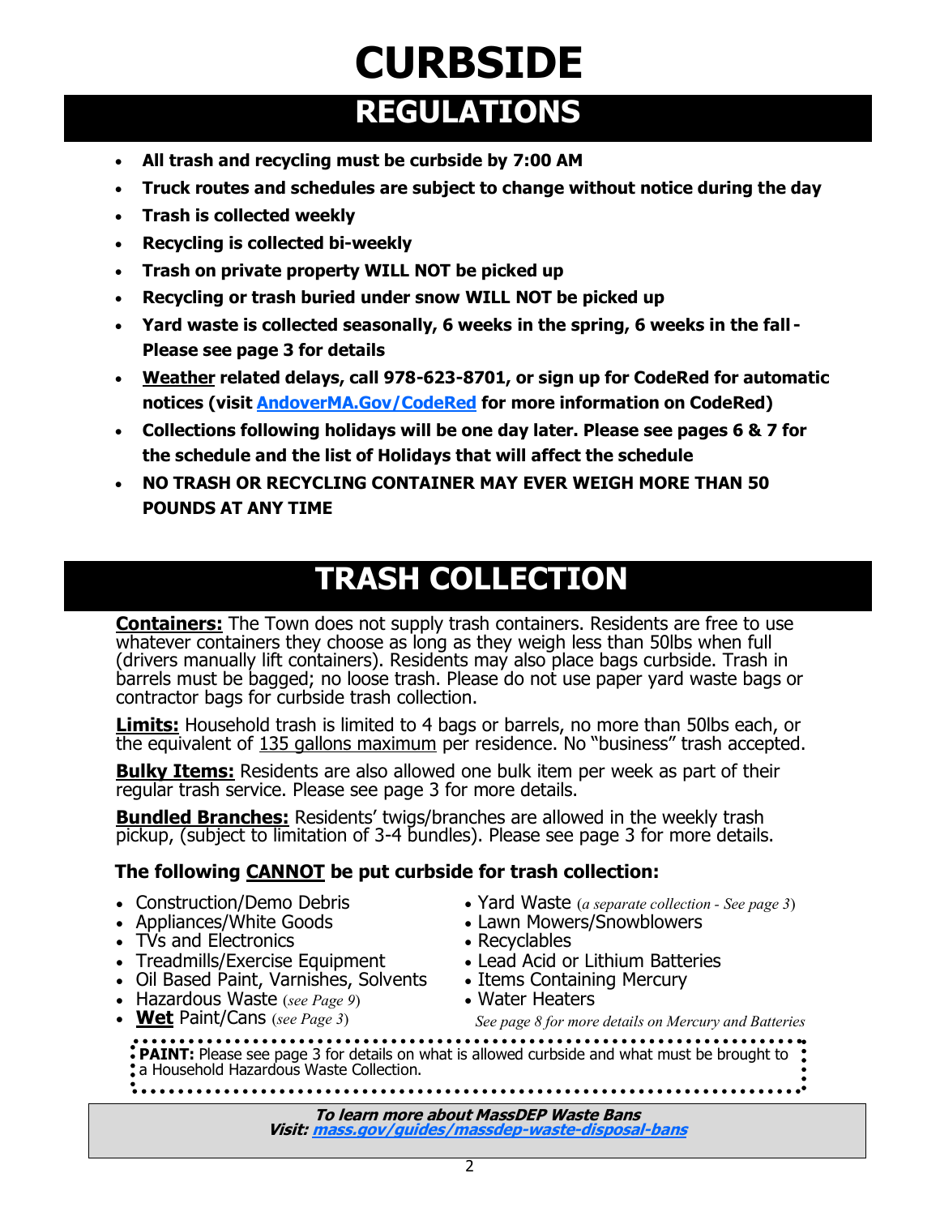# CURBSIDE

## REGULATIONS

- **All trash and recycling must be curbside by 7:00 AM**
- **Truck routes and schedules are subject to change without notice during the day**
- **Trash is collected weekly**
- **Recycling is collected bi-weekly**
- **Trash on private property WILL NOT be picked up**
- **Recycling or trash buried under snow WILL NOT be picked up**
- **Yard waste is collected seasonally, 6 weeks in the spring, 6 weeks in the fall - Please see page 3 for details**
- **Weather related delays, call 978-623-8701, or sign up for CodeRed for automatic notices (visit [AndoverMA.Gov/CodeRed](AndoverMA.Gov/CodeRed) for more information on CodeRed)**
- **Collections following holidays will be one day later. Please see pages 6 & 7 for the schedule and the list of Holidays that will affect the schedule**
- **NO TRASH OR RECYCLING CONTAINER MAY EVER WEIGH MORE THAN 50 POUNDS AT ANY TIME**

## TRASH COLLECTION

**Containers:** The Town does not supply trash containers. Residents are free to use whatever containers they choose as long as they weigh less than 50lbs when full (drivers manually lift containers). Residents may also place bags curbside. Trash in barrels must be bagged; no loose trash. Please do not use paper yard waste bags or contractor bags for curbside trash collection.

**Limits:** Household trash is limited to 4 bags or barrels, no more than 50lbs each, or the equivalent of 135 gallons maximum per residence. No "business" trash accepted.

**Bulky Items:** Residents are also allowed one bulk item per week as part of their regular trash service. Please see page 3 for more details.

**Bundled Branches:** Residents' twigs/branches are allowed in the weekly trash pickup, (subject to limitation of 3-4 bundles). Please see page 3 for more details.

**The following CANNOT be put curbside for trash collection:**

- Construction/Demo Debris
- Appliances/White Goods
- TVs and Electronics
- Treadmills/Exercise Equipment
- Oil Based Paint, Varnishes, Solvents
- Hazardous Waste (*see Page 9*)
- **Wet** Paint/Cans (*see Page 3*)
- Yard Waste (*a separate collection - See page 3*)
- Lawn Mowers/Snowblowers
- Recyclables
- Lead Acid or Lithium Batteries
- Items Containing Mercury
- Water Heaters

*See page 8 for more details on Mercury and Batteries*

**PAINT:** Please see page 3 for details on what is allowed curbside and what must be brought to a Household Hazardous Waste Collection.

***To learn more about MassDEP Waste Bans***
***Visit: [mass.gov/guides/massdep-waste-disposal-bans](mass.gov/guides/massdep-waste-disposal-bans)***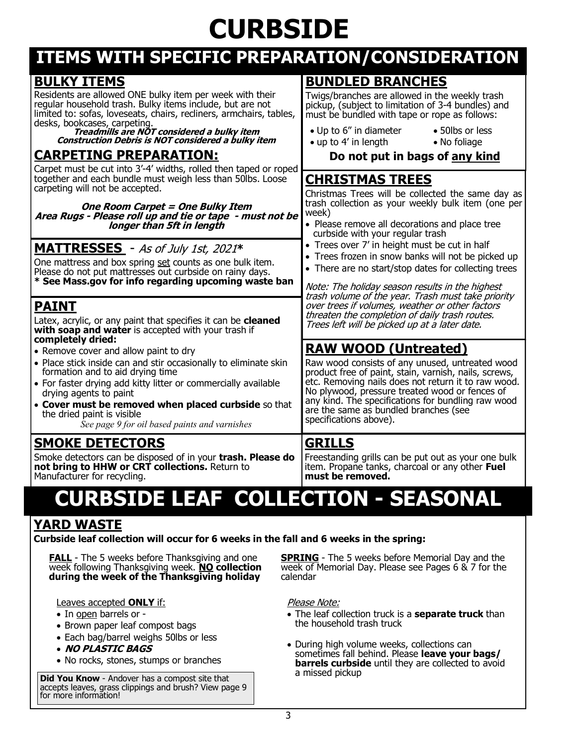# CURBSIDE

## ITEMS WITH SPECIFIC PREPARATION/CONSIDERATION

### BULKY ITEMS

Residents are allowed ONE bulky item per week with their regular household trash. Bulky items include, but are not limited to: sofas, loveseats, chairs, recliners, armchairs, tables, desks, bookcases, carpeting.

***Treadmills are NOT considered a bulky item***
***Construction Debris is NOT considered a bulky item***

### CARPETING PREPARATION:

Carpet must be cut into 3'-4' widths, rolled then taped or roped together and each bundle must weigh less than 50lbs. Loose carpeting will not be accepted.

***One Room Carpet = One Bulky Item***
***Area Rugs - Please roll up and tie or tape - must not be longer than 5ft in length***

### MATTRESSES - *As of July 1st, 2021****

One mattress and box spring set counts as one bulk item. Please do not put mattresses out curbside on rainy days.

**\* See Mass.gov for info regarding upcoming waste ban**

### PAINT

Latex, acrylic, or any paint that specifies it can be **cleaned with soap and water** is accepted with your trash if **completely dried:**

- Remove cover and allow paint to dry
- Place stick inside can and stir occasionally to eliminate skin formation and to aid drying time
- For faster drying add kitty litter or commercially available drying agents to paint
- **Cover must be removed when placed curbside** so that the dried paint is visible

*See page 9 for oil based paints and varnishes*

### SMOKE DETECTORS

Smoke detectors can be disposed of in your **trash. Please do not bring to HHW or CRT collections.** Return to Manufacturer for recycling.

### BUNDLED BRANCHES

Twigs/branches are allowed in the weekly trash pickup, (subject to limitation of 3-4 bundles) and must be bundled with tape or rope as follows:

- Up to 6" in diameter
- up to 4' in length
- 50lbs or less
- No foliage

**Do not put in bags of any kind**

### CHRISTMAS TREES

Christmas Trees will be collected the same day as trash collection as your weekly bulk item (one per week)

- Please remove all decorations and place tree curbside with your regular trash
- Trees over 7' in height must be cut in half
- Trees frozen in snow banks will not be picked up
- There are no start/stop dates for collecting trees

*Note: The holiday season results in the highest trash volume of the year. Trash must take priority over trees if volumes, weather or other factors threaten the completion of daily trash routes. Trees left will be picked up at a later date.*

### RAW WOOD (Untreated)

Raw wood consists of any unused, untreated wood product free of paint, stain, varnish, nails, screws, etc. Removing nails does not return it to raw wood. No plywood, pressure treated wood or fences of any kind. The specifications for bundling raw wood are the same as bundled branches (see specifications above).

### GRILLS

Freestanding grills can be put out as your one bulk item. Propane tanks, charcoal or any other **Fuel must be removed.**

## CURBSIDE LEAF COLLECTION - SEASONAL

### YARD WASTE

**Curbside leaf collection will occur for 6 weeks in the fall and 6 weeks in the spring:**

**FALL** - The 5 weeks before Thanksgiving and one week following Thanksgiving week. **NO collection during the week of the Thanksgiving holiday**

**SPRING** - The 5 weeks before Memorial Day and the week of Memorial Day. Please see Pages 6 & 7 for the calendar

Leaves accepted **ONLY** if:

- In open barrels or -
- Brown paper leaf compost bags
- Each bag/barrel weighs 50lbs or less
- ***NO PLASTIC BAGS***
- No rocks, stones, stumps or branches

**Did You Know** - Andover has a compost site that accepts leaves, grass clippings and brush? View page 9 for more information!

*Please Note:*

- The leaf collection truck is a **separate truck** than the household trash truck
- During high volume weeks, collections can sometimes fall behind. Please **leave your bags/ barrels curbside** until they are collected to avoid a missed pickup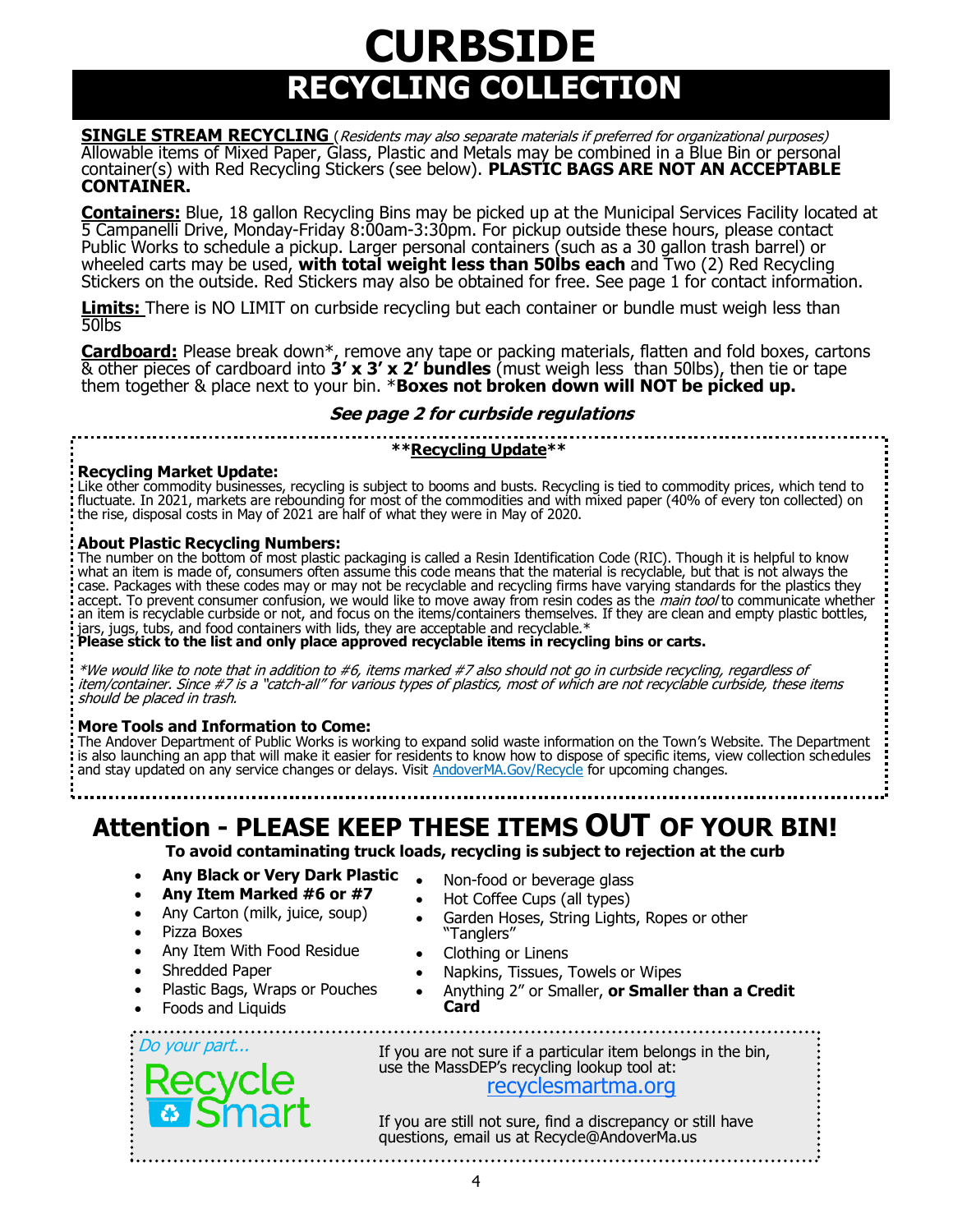# CURBSIDE

## RECYCLING COLLECTION

**SINGLE STREAM RECYCLING** (*Residents may also separate materials if preferred for organizational purposes*) Allowable items of Mixed Paper, Glass, Plastic and Metals may be combined in a Blue Bin or personal container(s) with Red Recycling Stickers (see below). **PLASTIC BAGS ARE NOT AN ACCEPTABLE CONTAINER.**

**Containers:** Blue, 18 gallon Recycling Bins may be picked up at the Municipal Services Facility located at 5 Campanelli Drive, Monday-Friday 8:00am-3:30pm. For pickup outside these hours, please contact Public Works to schedule a pickup. Larger personal containers (such as a 30 gallon trash barrel) or wheeled carts may be used, **with total weight less than 50lbs each** and Two (2) Red Recycling Stickers on the outside. Red Stickers may also be obtained for free. See page 1 for contact information.

**Limits:** There is NO LIMIT on curbside recycling but each container or bundle must weigh less than 50lbs

**Cardboard:** Please break down*, remove any tape or packing materials, flatten and fold boxes, cartons & other pieces of cardboard into **3' x 3' x 2' bundles** (must weigh less than 50lbs), then tie or tape them together & place next to your bin. ***Boxes not broken down will NOT be picked up.**

***See page 2 for curbside regulations***

**\*\*Recycling Update\*\***

**Recycling Market Update:**
Like other commodity businesses, recycling is subject to booms and busts. Recycling is tied to commodity prices, which tend to fluctuate. In 2021, markets are rebounding for most of the commodities and with mixed paper (40% of every ton collected) on the rise, disposal costs in May of 2021 are half of what they were in May of 2020.

**About Plastic Recycling Numbers:**
The number on the bottom of most plastic packaging is called a Resin Identification Code (RIC). Though it is helpful to know what an item is made of, consumers often assume this code means that the material is recyclable, but that is not always the case. Packages with these codes may or may not be recyclable and recycling firms have varying standards for the plastics they accept. To prevent consumer confusion, we would like to move away from resin codes as the *main tool* to communicate whether an item is recyclable curbside or not, and focus on the items/containers themselves. If they are clean and empty plastic bottles, jars, jugs, tubs, and food containers with lids, they are acceptable and recyclable.*
**Please stick to the list and only place approved recyclable items in recycling bins or carts.**

**We would like to note that in addition to #6, items marked #7 also should not go in curbside recycling, regardless of item/container. Since #7 is a "catch-all" for various types of plastics, most of which are not recyclable curbside, these items should be placed in trash.*

**More Tools and Information to Come:**
The Andover Department of Public Works is working to expand solid waste information on the Town's Website. The Department is also launching an app that will make it easier for residents to know how to dispose of specific items, view collection schedules and stay updated on any service changes or delays. Visit AndoverMA.Gov/Recycle for upcoming changes.

## Attention - PLEASE KEEP THESE ITEMS OUT OF YOUR BIN!

**To avoid contaminating truck loads, recycling is subject to rejection at the curb**

- **Any Black or Very Dark Plastic**
- **Any Item Marked #6 or #7**
- Any Carton (milk, juice, soup)
- Pizza Boxes
- Any Item With Food Residue
- Shredded Paper
- Plastic Bags, Wraps or Pouches
- Foods and Liquids
- Non-food or beverage glass
- Hot Coffee Cups (all types)
- Garden Hoses, String Lights, Ropes or other "Tanglers"
- Clothing or Linens
- Napkins, Tissues, Towels or Wipes
- Anything 2" or Smaller, **or Smaller than a Credit Card**

*Do your part...* Recycle Smart

If you are not sure if a particular item belongs in the bin, use the MassDEP's recycling lookup tool at:
recyclesmartma.org

If you are still not sure, find a discrepancy or still have questions, email us at Recycle@AndoverMa.us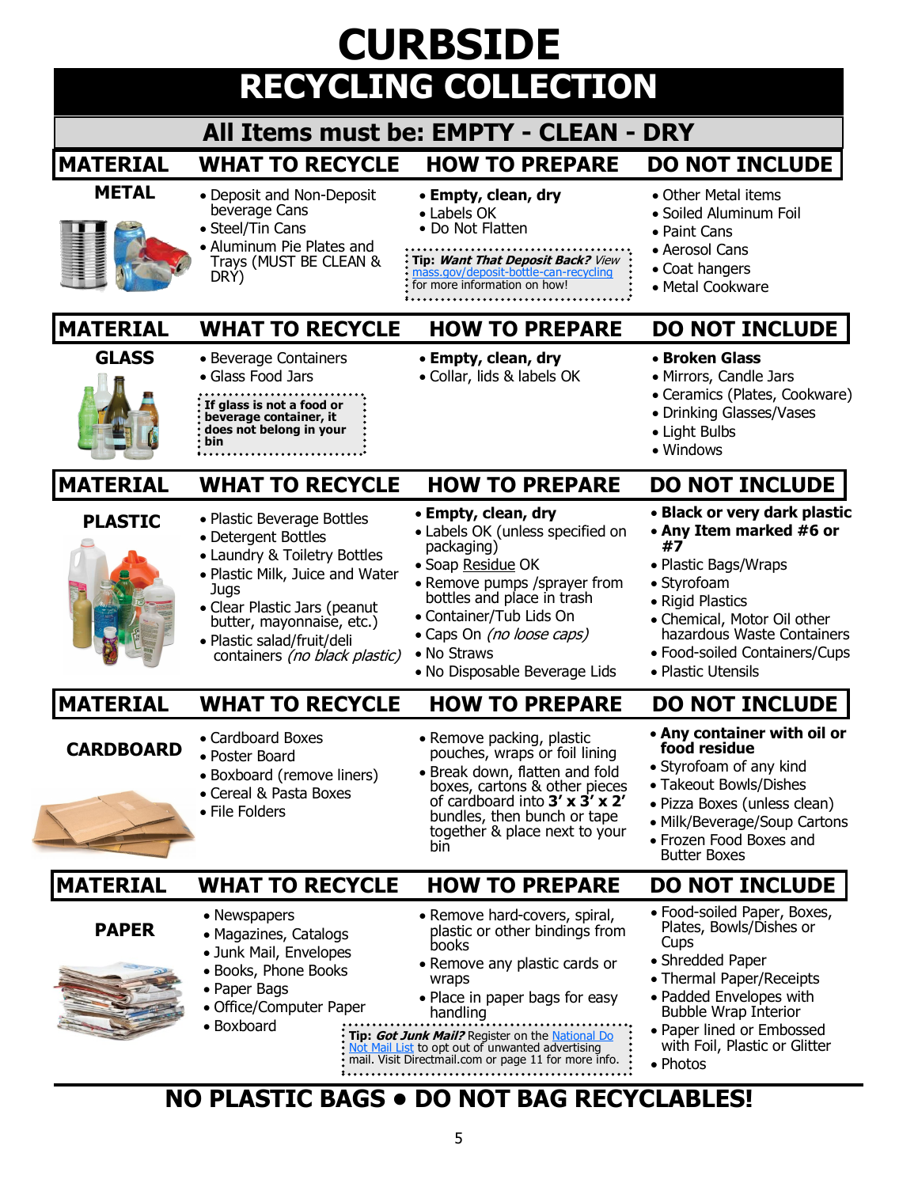# CURDSIDE

# CURBSIDE

## RECYCLING COLLECTION

### All Items must be: EMPTY - CLEAN - DRY

| MATERIAL | WHAT TO RECYCLE | HOW TO PREPARE | DO NOT INCLUDE |
|---|---|---|---|
| **METAL** | • Deposit and Non-Deposit beverage Cans<br>• Steel/Tin Cans<br>• Aluminum Pie Plates and Trays (MUST BE CLEAN & DRY) | • **Empty, clean, dry**<br>• Labels OK<br>• Do Not Flatten<br><br>**Tip:** ***Want That Deposit Back?*** *View* mass.gov/deposit-bottle-can-recycling for more information on how! | • Other Metal items<br>• Soiled Aluminum Foil<br>• Paint Cans<br>• Aerosol Cans<br>• Coat hangers<br>• Metal Cookware |
| **GLASS** | • Beverage Containers<br>• Glass Food Jars<br><br>**If glass is not a food or beverage container, it does not belong in your bin** | • **Empty, clean, dry**<br>• Collar, lids & labels OK | • **Broken Glass**<br>• Mirrors, Candle Jars<br>• Ceramics (Plates, Cookware)<br>• Drinking Glasses/Vases<br>• Light Bulbs<br>• Windows |
| **PLASTIC** | • Plastic Beverage Bottles<br>• Detergent Bottles<br>• Laundry & Toiletry Bottles<br>• Plastic Milk, Juice and Water Jugs<br>• Clear Plastic Jars (peanut butter, mayonnaise, etc.)<br>• Plastic salad/fruit/deli containers *(no black plastic)* | • **Empty, clean, dry**<br>• Labels OK (unless specified on packaging)<br>• Soap Residue OK<br>• Remove pumps /sprayer from bottles and place in trash<br>• Container/Tub Lids On<br>• Caps On *(no loose caps)*<br>• No Straws<br>• No Disposable Beverage Lids | • **Black or very dark plastic**<br>• **Any Item marked #6 or #7**<br>• Plastic Bags/Wraps<br>• Styrofoam<br>• Rigid Plastics<br>• Chemical, Motor Oil other hazardous Waste Containers<br>• Food-soiled Containers/Cups<br>• Plastic Utensils |
| **CARDBOARD** | • Cardboard Boxes<br>• Poster Board<br>• Boxboard (remove liners)<br>• Cereal & Pasta Boxes<br>• File Folders | • Remove packing, plastic pouches, wraps or foil lining<br>• Break down, flatten and fold boxes, cartons & other pieces of cardboard into **3' x 3' x 2'** bundles, then bunch or tape together & place next to your bin | • **Any container with oil or food residue**<br>• Styrofoam of any kind<br>• Takeout Bowls/Dishes<br>• Pizza Boxes (unless clean)<br>• Milk/Beverage/Soup Cartons<br>• Frozen Food Boxes and Butter Boxes |
| **PAPER** | • Newspapers<br>• Magazines, Catalogs<br>• Junk Mail, Envelopes<br>• Books, Phone Books<br>• Paper Bags<br>• Office/Computer Paper<br>• Boxboard | • Remove hard-covers, spiral, plastic or other bindings from books<br>• Remove any plastic cards or wraps<br>• Place in paper bags for easy handling<br><br>**Tip:** ***Got Junk Mail?*** Register on the National Do Not Mail List to opt out of unwanted advertising mail. Visit Directmail.com or page 11 for more info. | • Food-soiled Paper, Boxes, Plates, Bowls/Dishes or Cups<br>• Shredded Paper<br>• Thermal Paper/Receipts<br>• Padded Envelopes with Bubble Wrap Interior<br>• Paper lined or Embossed with Foil, Plastic or Glitter<br>• Photos |

**NO PLASTIC BAGS • DO NOT BAG RECYCLABLES!**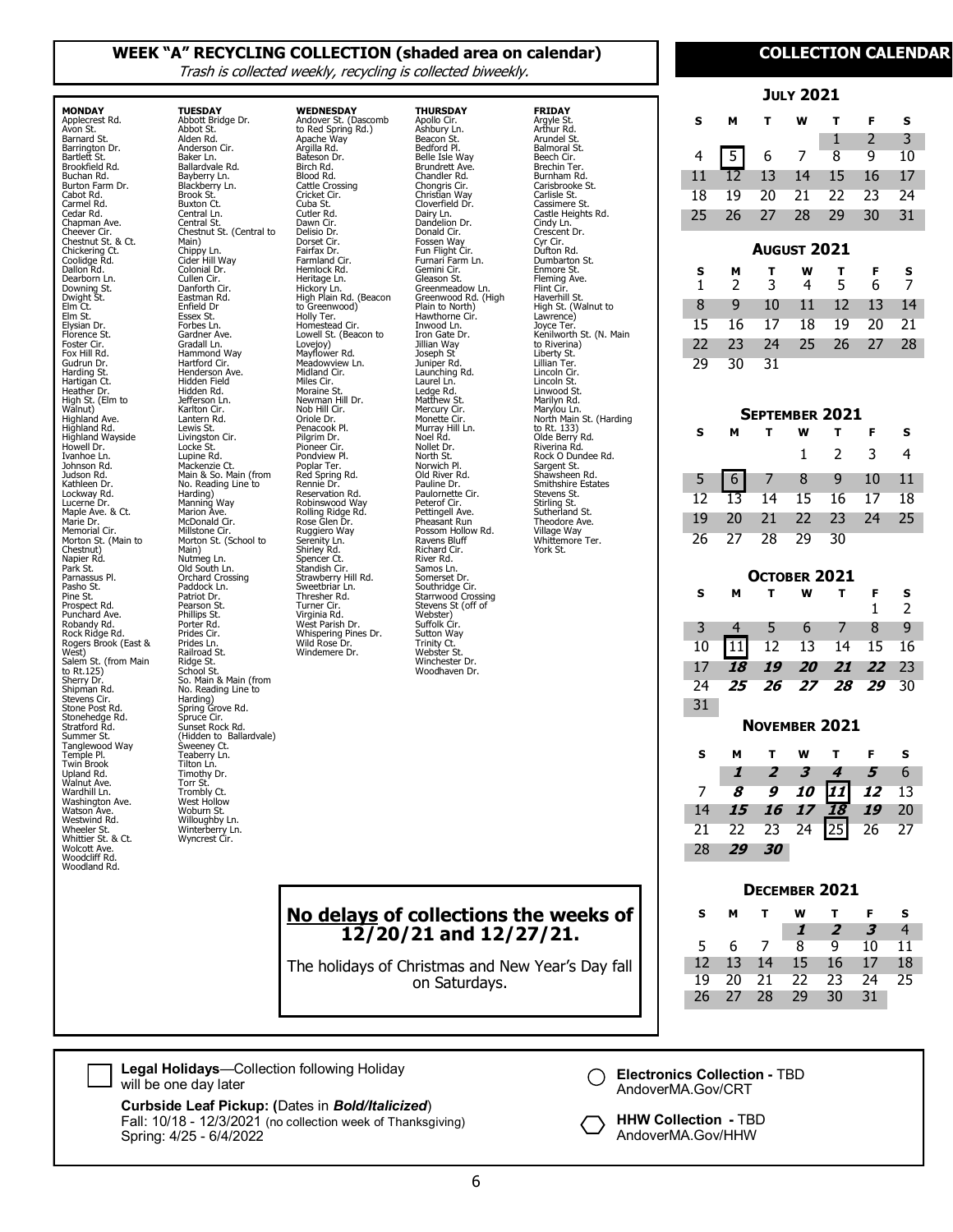# WEEK "A" RECYCLING COLLECTION (shaded area on calendar)

*Trash is collected weekly, recycling is collected biweekly.*

**MONDAY**
Applecrest Rd.
Avon St.
Barnard St.
Barrington Dr.
Bartlett St.
Brookfield Rd.
Buchan Rd.
Burton Farm Dr.
Cabot Rd.
Carmel Rd.
Cedar Rd.
Chapman Ave.
Cheever Cir.
Chestnut St. & Ct.
Chickering Ct.
Coolidge Rd.
Dallon Rd.
Dearborn Ln.
Downing St.
Dwight St.
Elm Ct.
Elm St.
Elysian Dr.
Florence St.
Foster Cir.
Fox Hill Rd.
Gudrun Dr.
Harding St.
Hartigan Ct.
Heather Dr.
High St. (Elm to Walnut)
Highland Ave.
Highland Rd.
Highland Wayside
Howell Dr.
Ivanhoe Ln.
Johnson Rd.
Judson Rd.
Kathleen Dr.
Lockway Rd.
Lucerne Dr.
Maple Ave. & Ct.
Marie Dr.
Memorial Cir.
Morton St. (Main to Chestnut)
Napier Rd.
Park St.
Parnassus Pl.
Pasho St.
Pine St.
Prospect Rd.
Punchard Ave.
Robandy Rd.
Rock Ridge Rd.
Rogers Brook (East & West)
Salem St. (from Main to Rt.125)
Sherry Dr.
Shipman Rd.
Stevens Cir.
Stone Post Rd.
Stonehedge Rd.
Stratford Rd.
Summer St.
Tanglewood Way
Temple Pl.
Twin Brook
Upland Rd.
Walnut Ave.
Wardhill Ln.
Washington Ave.
Watson Ave.
Westwind Rd.
Wheeler St.
Whittier St. & Ct.
Wolcott Ave.
Woodcliff Rd.
Woodland Rd.

**TUESDAY**
Abbott Bridge Dr.
Abbot St.
Alden Rd.
Anderson Cir.
Baker Ln.
Ballardvale Rd.
Bayberry Ln.
Blackberry Ln.
Brook St.
Buxton Ct.
Central Ln.
Central St.
Chestnut St. (Central to Main)
Chippy Ln.
Cider Hill Way
Colonial Dr.
Cullen Cir.
Danforth Cir.
Eastman Rd.
Enfield Dr
Essex St.
Forbes Ln.
Gardner Ave.
Gradall Ln.
Hammond Way
Hartford Cir.
Henderson Ave.
Hidden Field
Hidden Rd.
Jefferson Ln.
Karlton Cir.
Lantern Rd.
Lewis St.
Livingston Cir.
Locke St.
Lupine Rd.
Mackenzie Ct.
Main & So. Main (from No. Reading Line to Harding)
Manning Way
Marion Ave.
McDonald Cir.
Millstone Cir.
Morton St. (School to Main)
Nutmeg Ln.
Old South Ln.
Orchard Crossing
Paddock Ln.
Patriot Dr.
Pearson St.
Phillips St.
Porter Rd.
Prides Cir.
Prides Ln.
Railroad St.
Ridge St.
School St.
So. Main & Main (from No. Reading Line to Harding)
Spring Grove Rd.
Spruce Cir.
Sunset Rock Rd. (Hidden to Ballardvale)
Sweeney Ct.
Teaberry Ln.
Tilton Ln.
Timothy Dr.
Torr St.
Trombly Ct.
West Hollow
Woburn St.
Willoughby Ln.
Winterberry Ln.
Wyncrest Cir.

**WEDNESDAY**
Andover St. (Dascomb to Red Spring Rd.)
Apache Way
Argilla Rd.
Bateson Dr.
Birch Rd.
Blood Rd.
Cattle Crossing
Cricket Cir.
Cuba St.
Cutler Rd.
Dawn Cir.
Delisio Dr.
Dorset Cir.
Fairfax Dr.
Farmland Cir.
Hemlock Rd.
Heritage Ln.
Hickory Ln.
High Plain Rd. (Beacon to Greenwood)
Holly Ter.
Homestead Cir.
Lowell St. (Beacon to Lovejoy)
Mayflower Rd.
Meadowview Ln.
Midland Cir.
Miles Cir.
Moraine St.
Newman Hill Dr.
Nob Hill Cir.
Oriole Dr.
Penacook Pl.
Pilgrim Dr.
Pioneer Cir.
Pondview Pl.
Poplar Ter.
Red Spring Rd.
Rennie Dr.
Reservation Rd.
Robinswood Way
Rolling Ridge Rd.
Rose Glen Dr.
Ruggiero Way
Serenity Ln.
Shirley Rd.
Spencer Ct.
Standish Cir.
Strawberry Hill Rd.
Sweetbriar Ln.
Thresher Rd.
Turner Cir.
Virginia Rd.
West Parish Dr.
Whispering Pines Dr.
Wild Rose Dr.
Windemere Dr.

**THURSDAY**
Apollo Cir.
Ashbury Ln.
Beacon St.
Bedford Pl.
Belle Isle Way
Brundrett Ave.
Chandler Rd.
Chongris Cir.
Christian Way
Cloverfield Dr.
Dairy Ln.
Dandelion Dr.
Donald Cir.
Fossen Way
Fun Flight Cir.
Furnari Farm Ln.
Gemini Cir.
Gleason St.
Greenmeadow Ln.
Greenwood Rd. (High Plain to North)
Hawthorne Cir.
Inwood Ln.
Iron Gate Dr.
Jillian Way
Joseph St
Juniper Rd.
Launching Rd.
Laurel Ln.
Ledge Rd.
Matthew St.
Mercury Cir.
Monette Cir.
Murray Hill Ln.
Noel Rd.
Nollet Dr.
North St.
Norwich Pl.
Old River Rd.
Pauline Dr.
Paulornette Cir.
Peterof Cir.
Pettingell Ave.
Pheasant Run
Possom Hollow Rd.
Ravens Bluff
Richard Cir.
River Rd.
Samos Ln.
Somerset Dr.
Southridge Cir.
Starrwood Crossing
Stevens St (off of Webster)
Suffolk Cir.
Sutton Way
Trinity Ct.
Webster St.
Winchester Dr.
Woodhaven Dr.

**FRIDAY**
Argyle St.
Arthur Rd.
Arundel St.
Balmoral St.
Beech Cir.
Brechin Ter.
Burnham Rd.
Carisbrooke St.
Carlisle St.
Cassimere St.
Castle Heights Rd.
Cindy Ln.
Crescent Dr.
Cyr Cir.
Dufton Rd.
Dumbarton St.
Enmore St.
Fleming Ave.
Flint Cir.
Haverhill St.
High St. (Walnut to Lawrence)
Joyce Ter.
Kenilworth St. (N. Main to Riverina)
Liberty St.
Lillian Ter.
Lincoln Cir.
Lincoln St.
Linwood St.
Marilyn Rd.
Marylou Ln.
North Main St. (Harding to Rt. 133)
Olde Berry Rd.
Riverina Rd.
Rock O Dundee Rd.
Sargent St.
Shawsheen Rd.
Smithshire Estates
Stevens St.
Stirling St.
Sutherland St.
Theodore Ave.
Village Way
Whittemore Ter.
York St.

**No delays of collections the weeks of 12/20/21 and 12/27/21.**

The holidays of Christmas and New Year's Day fall on Saturdays.

# COLLECTION CALENDAR

### July 2021

| S | M | T | W | T | F | S |
|---|---|---|---|---|---|---|
| | | | | 1 | 2 | 3 |
| 4 | [5] | 6 | 7 | 8 | 9 | 10 |
| 11 | 12 | 13 | 14 | 15 | 16 | 17 |
| 18 | 19 | 20 | 21 | 22 | 23 | 24 |
| 25 | 26 | 27 | 28 | 29 | 30 | 31 |

### August 2021

| S | M | T | W | T | F | S |
|---|---|---|---|---|---|---|
| 1 | 2 | 3 | 4 | 5 | 6 | 7 |
| 8 | 9 | 10 | 11 | 12 | 13 | 14 |
| 15 | 16 | 17 | 18 | 19 | 20 | 21 |
| 22 | 23 | 24 | 25 | 26 | 27 | 28 |
| 29 | 30 | 31 | | | | |

### September 2021

| S | M | T | W | T | F | S |
|---|---|---|---|---|---|---|
| | | | 1 | 2 | 3 | 4 |
| 5 | [6] | 7 | 8 | 9 | 10 | 11 |
| 12 | 13 | 14 | 15 | 16 | 17 | 18 |
| 19 | 20 | 21 | 22 | 23 | 24 | 25 |
| 26 | 27 | 28 | 29 | 30 | | |

### October 2021

| S | M | T | W | T | F | S |
|---|---|---|---|---|---|---|
| | | | | | 1 | 2 |
| 3 | 4 | 5 | 6 | 7 | 8 | 9 |
| 10 | [11] | 12 | 13 | 14 | 15 | 16 |
| 17 | ***18*** | ***19*** | ***20*** | ***21*** | ***22*** | 23 |
| 24 | ***25*** | ***26*** | ***27*** | ***28*** | ***29*** | 30 |
| 31 | | | | | | |

### November 2021

| S | M | T | W | T | F | S |
|---|---|---|---|---|---|---|
| | ***1*** | ***2*** | ***3*** | ***4*** | ***5*** | 6 |
| 7 | ***8*** | ***9*** | ***10*** | ***[11]*** | ***12*** | 13 |
| 14 | ***15*** | ***16*** | ***17*** | ***18*** | ***19*** | 20 |
| 21 | 22 | 23 | 24 | [25] | 26 | 27 |
| 28 | ***29*** | ***30*** | | | | |

### December 2021

| S | M | T | W | T | F | S |
|---|---|---|---|---|---|---|
| | | | ***1*** | ***2*** | ***3*** | 4 |
| 5 | 6 | 7 | 8 | 9 | 10 | 11 |
| 12 | 13 | 14 | 15 | 16 | 17 | 18 |
| 19 | 20 | 21 | 22 | 23 | 24 | 25 |
| 26 | 27 | 28 | 29 | 30 | 31 | |

**Legal Holidays**—Collection following Holiday will be one day later

**Curbside Leaf Pickup: (**Dates in ***Bold/Italicized***)
Fall: 10/18 - 12/3/2021 (no collection week of Thanksgiving)
Spring: 4/25 - 6/4/2022

**Electronics Collection -** TBD
AndoverMA.Gov/CRT

**HHW Collection -** TBD
AndoverMA.Gov/HHW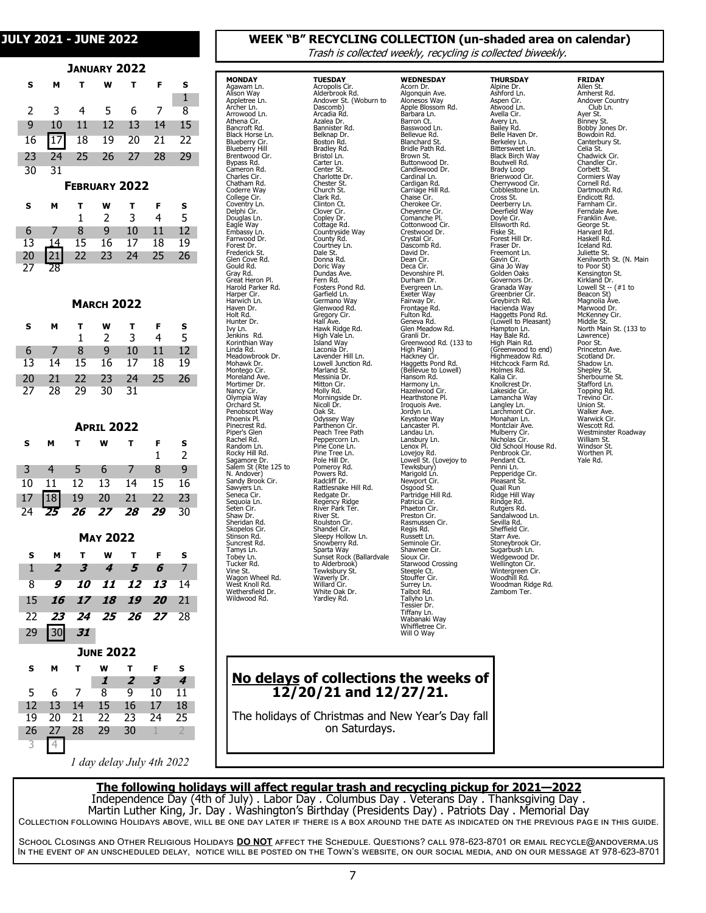## JULY 2021 - JUNE 2022

### January 2022

| S | M | T | W | T | F | S |
|---|---|---|---|---|---|---|
| | | | | | | 1 |
| 2 | 3 | 4 | 5 | 6 | 7 | 8 |
| 9 | 10 | 11 | 12 | 13 | 14 | 15 |
| 16 | [17] | 18 | 19 | 20 | 21 | 22 |
| 23 | 24 | 25 | 26 | 27 | 28 | 29 |
| 30 | 31 | | | | | |

### February 2022

| S | M | T | W | T | F | S |
|---|---|---|---|---|---|---|
| | | 1 | 2 | 3 | 4 | 5 |
| 6 | 7 | 8 | 9 | 10 | 11 | 12 |
| 13 | 14 | 15 | 16 | 17 | 18 | 19 |
| 20 | [21] | 22 | 23 | 24 | 25 | 26 |
| 27 | 28 | | | | | |

### March 2022

| S | M | T | W | T | F | S |
|---|---|---|---|---|---|---|
| | | 1 | 2 | 3 | 4 | 5 |
| 6 | 7 | 8 | 9 | 10 | 11 | 12 |
| 13 | 14 | 15 | 16 | 17 | 18 | 19 |
| 20 | 21 | 22 | 23 | 24 | 25 | 26 |
| 27 | 28 | 29 | 30 | 31 | | |

### April 2022

| S | M | T | W | T | F | S |
|---|---|---|---|---|---|---|
| | | | | | 1 | 2 |
| 3 | 4 | 5 | 6 | 7 | 8 | 9 |
| 10 | 11 | 12 | 13 | 14 | 15 | 16 |
| 17 | [18] | 19 | 20 | 21 | 22 | 23 |
| 24 | ***25*** | ***26*** | ***27*** | ***28*** | ***29*** | 30 |

### May 2022

| S | M | T | W | T | F | S |
|---|---|---|---|---|---|---|
| 1 | ***2*** | ***3*** | ***4*** | ***5*** | ***6*** | 7 |
| 8 | ***9*** | ***10*** | ***11*** | ***12*** | ***13*** | 14 |
| 15 | ***16*** | ***17*** | ***18*** | ***19*** | ***20*** | 21 |
| 22 | ***23*** | ***24*** | ***25*** | ***26*** | ***27*** | 28 |
| 29 | [30] | ***31*** | | | | |

### June 2022

| S | M | T | W | T | F | S |
|---|---|---|---|---|---|---|
| | | | ***1*** | ***2*** | ***3*** | ***4*** |
| 5 | 6 | 7 | 8 | 9 | 10 | 11 |
| 12 | 13 | 14 | 15 | 16 | 17 | 18 |
| 19 | 20 | 21 | 22 | 23 | 24 | 25 |
| 26 | 27 | 28 | 29 | 30 | 1 | 2 |
| 3 | [4] | | | | | |

*1 day delay July 4th 2022*

## WEEK "B" RECYCLING COLLECTION (un-shaded area on calendar)

*Trash is collected weekly, recycling is collected biweekly.*

**MONDAY**
Agawam Ln.
Alison Way
Appletree Ln.
Archer Ln.
Arrowood Ln.
Athena Cir.
Bancroft Rd.
Black Horse Ln.
Blueberry Cir.
Blueberry Hill
Brentwood Cir.
Bypass Rd.
Cameron Rd.
Charles Cir.
Chatham Rd.
Coderre Way
College Cir.
Coventry Ln.
Delphi Cir.
Douglas Ln.
Eagle Way
Embassy Ln.
Farrwood Dr.
Forest Dr.
Frederick St.
Glen Cove Rd.
Gould Rd.
Gray Rd.
Great Heron Pl.
Harold Parker Rd.
Harper Cir.
Harwich Ln.
Haven Dr.
Holt Rd.
Hunter Dr.
Ivy Ln.
Jenkins Rd.
Korinthian Way
Linda Rd.
Meadowbrook Dr.
Mohawk Dr.
Montego Cir.
Moreland Ave.
Mortimer Dr.
Nancy Cir.
Olympia Way
Orchard St.
Penobscot Way
Phoenix Pl.
Pinecrest Rd.
Piper's Glen
Rachel Rd.
Random Ln.
Rocky Hill Rd.
Sagamore Dr.
Salem St (Rte 125 to N. Andover)
Sandy Brook Cir.
Sawyers Ln.
Seneca Cir.
Sequoia Ln.
Seten Cir.
Shaw Dr.
Sheridan Rd.
Skopelos Cir.
Stinson Rd.
Suncrest Rd.
Tamys Ln.
Tobey Ln.
Tucker Rd.
Vine St.
Wagon Wheel Rd.
West Knoll Rd.
Wethersfield Dr.
Wildwood Rd.

**TUESDAY**
Acropolis Cir.
Alderbrook Rd.
Andover St. (Woburn to Dascomb)
Arcadia Rd.
Azalea Dr.
Bannister Rd.
Belknap Dr.
Boston Rd.
Bradley Rd.
Bristol Ln.
Carter Ln.
Center St.
Charlotte Dr.
Chester St.
Church St.
Clark Rd.
Clinton Ct.
Clover Cir.
Copley Dr.
Cottage Rd.
Countryside Way
County Rd.
Courtney Ln.
Dale St.
Donna Rd.
Doric Way
Dundas Ave.
Fern Rd.
Fosters Pond Rd.
Garfield Ln.
Germano Way
Glenwood Rd.
Gregory Cir.
Hall Ave.
Hawk Ridge Rd.
High Vale Ln.
Island Way
Laconia Dr.
Lavender Hill Ln.
Lowell Junction Rd.
Marland St.
Messinia Dr.
Mitton Cir.
Molly Rd.
Morningside Dr.
Nicoll Dr.
Oak St.
Odyssey Way
Parthenon Cir.
Peach Tree Path
Peppercorn Ln.
Pine Cone Ln.
Pine Tree Ln.
Pole Hill Dr.
Pomeroy Rd.
Powers Rd.
Radcliff Dr.
Rattlesnake Hill Rd.
Redgate Dr.
Regency Ridge
River Park Ter.
River St.
Roulston Cir.
Shandel Cir.
Sleepy Hollow Ln.
Snowberry Rd.
Sparta Way
Sunset Rock (Ballardvale to Alderbrook)
Tewksbury St.
Waverly Dr.
Willard Cir.
White Oak Dr.
Yardley Rd.

**WEDNESDAY**
Acorn Dr.
Algonquin Ave.
Alonesos Way
Apple Blossom Rd.
Barbara Ln.
Barron Ct.
Basswood Ln.
Bellevue Rd.
Blanchard St.
Bridle Path Rd.
Brown St.
Buttonwood Dr.
Candlewood Dr.
Cardinal Ln.
Cardigan Rd.
Carriage Hill Rd.
Chaise Cir.
Cherokee Cir.
Cheyenne Cir.
Comanche Pl.
Cottonwood Cir.
Crestwood Dr.
Crystal Cir.
Dascomb Rd.
David Dr.
Dean Cir.
Deca Cir.
Devonshire Pl.
Durham Dr.
Evergreen Ln.
Exeter Way
Fairway Dr.
Frontage Rd.
Fulton Rd.
Geneva Rd.
Glen Meadow Rd.
Granli Dr.
Greenwood Rd. (133 to High Plain)
Hackney Cir.
Haggetts Pond Rd. (Bellevue to Lowell)
Hansom Rd.
Harmony Ln.
Hazelwood Cir.
Hearthstone Pl.
Iroquois Ave.
Jordyn Ln.
Keystone Way
Lancaster Pl.
Landau Ln.
Lansbury Ln.
Lenox Pl.
Lovejoy Rd.
Lowell St. (Lovejoy to Tewksbury)
Marigold Ln.
Newport Cir.
Osgood St.
Partridge Hill Rd.
Patricia Cir.
Phaeton Cir.
Preston Cir.
Rasmussen Cir.
Regis Rd.
Russett Ln.
Seminole Cir.
Shawnee Cir.
Sioux Cir.
Starwood Crossing
Steeple Ct.
Stouffer Cir.
Surrey Ln.
Talbot Rd.
Tallyho Ln.
Tessier Dr.
Tiffany Ln.
Wabanaki Way
Whiffletree Cir.
Will O Way

**THURSDAY**
Alpine Dr.
Ashford Ln.
Aspen Cir.
Atwood Ln.
Avella Cir.
Avery Ln.
Bailey Rd.
Belle Haven Dr.
Berkeley Ln.
Bittersweet Ln.
Black Birch Way
Boutwell Rd.
Brady Loop
Brierwood Cir.
Cherrywood Cir.
Cobblestone Ln.
Cross St.
Deerberry Ln.
Deerfield Way
Doyle Cir.
Ellsworth Rd.
Fiske St.
Forest Hill Dr.
Fraser Dr.
Freemont Ln.
Gavin Cir.
Gina Jo Way
Golden Oaks
Governors Dr.
Granada Way
Greenbrier Cir.
Greybirch Rd.
Hacienda Way
Haggetts Pond Rd. (Lowell to Pleasant)
Hampton Ln.
Hay Bale Rd.
High Plain Rd. (Greenwood to end)
Highmeadow Rd.
Hitchcock Farm Rd.
Holmes Rd.
Kalia Cir.
Knollcrest Dr.
Lakeside Cir.
Lamancha Way
Langley Ln.
Larchmont Cir.
Monahan Ln.
Montclair Ave.
Mulberry Cir.
Nicholas Cir.
Old School House Rd.
Penbrook Cir.
Pendant Ct.
Penni Ln.
Pepperidge Cir.
Pleasant St.
Quail Run
Ridge Hill Way
Rindge Rd.
Rutgers Rd.
Sandalwood Ln.
Sevilla Rd.
Sheffield Cir.
Starr Ave.
Stoneybrook Cir.
Sugarbush Ln.
Wedgewood Dr.
Wellington Cir.
Wintergreen Cir.
Woodhill Rd.
Woodman Ridge Rd.
Zambom Ter.

**FRIDAY**
Allen St.
Amherst Rd.
Andover Country Club Ln.
Ayer St.
Binney St.
Bobby Jones Dr.
Bowdoin Rd.
Canterbury St.
Celia St.
Chadwick Cir.
Chandler Cir.
Corbett St.
Cormiers Way
Cornell Rd.
Dartmouth Rd.
Endicott Rd.
Farnham Cir.
Ferndale Ave.
Franklin Ave.
George St.
Harvard Rd.
Haskell Rd.
Iceland Rd.
Juliette St.
Kenilworth St. (N. Main to Poor St)
Kensington St.
Kirkland Dr.
Lowell St -- (#1 to Beacon St)
Magnolia Ave.
Marwood Dr.
McKenney Cir.
Middle St.
North Main St. (133 to Lawrence)
Poor St.
Princeton Ave.
Scotland Dr.
Shadow Ln.
Shepley St.
Sherbourne St.
Stafford Ln.
Topping Rd.
Trevino Cir.
Union St.
Walker Ave.
Warwick Cir.
Wescott Rd.
Westminster Roadway
William St.
Windsor St.
Worthen Pl.
Yale Rd.

### <u>No delays</u> of collections the weeks of 12/20/21 and 12/27/21.

The holidays of Christmas and New Year's Day fall on Saturdays.

**<u>The following holidays will affect regular trash and recycling pickup for 2021—2022</u>**

Independence Day (4th of July) . Labor Day . Columbus Day . Veterans Day . Thanksgiving Day . Martin Luther King, Jr. Day . Washington's Birthday (Presidents Day) . Patriots Day . Memorial Day

Collection following Holidays above, will be one day later if there is a box around the date as indicated on the previous page in this guide.

School Closings and Other Religious Holidays **<u>DO NOT</u>** affect the Schedule. Questions? call 978-623-8701 or email recycle@andoverma.us
In the event of an unscheduled delay, notice will be posted on the Town's website, on our social media, and on our message at 978-623-8701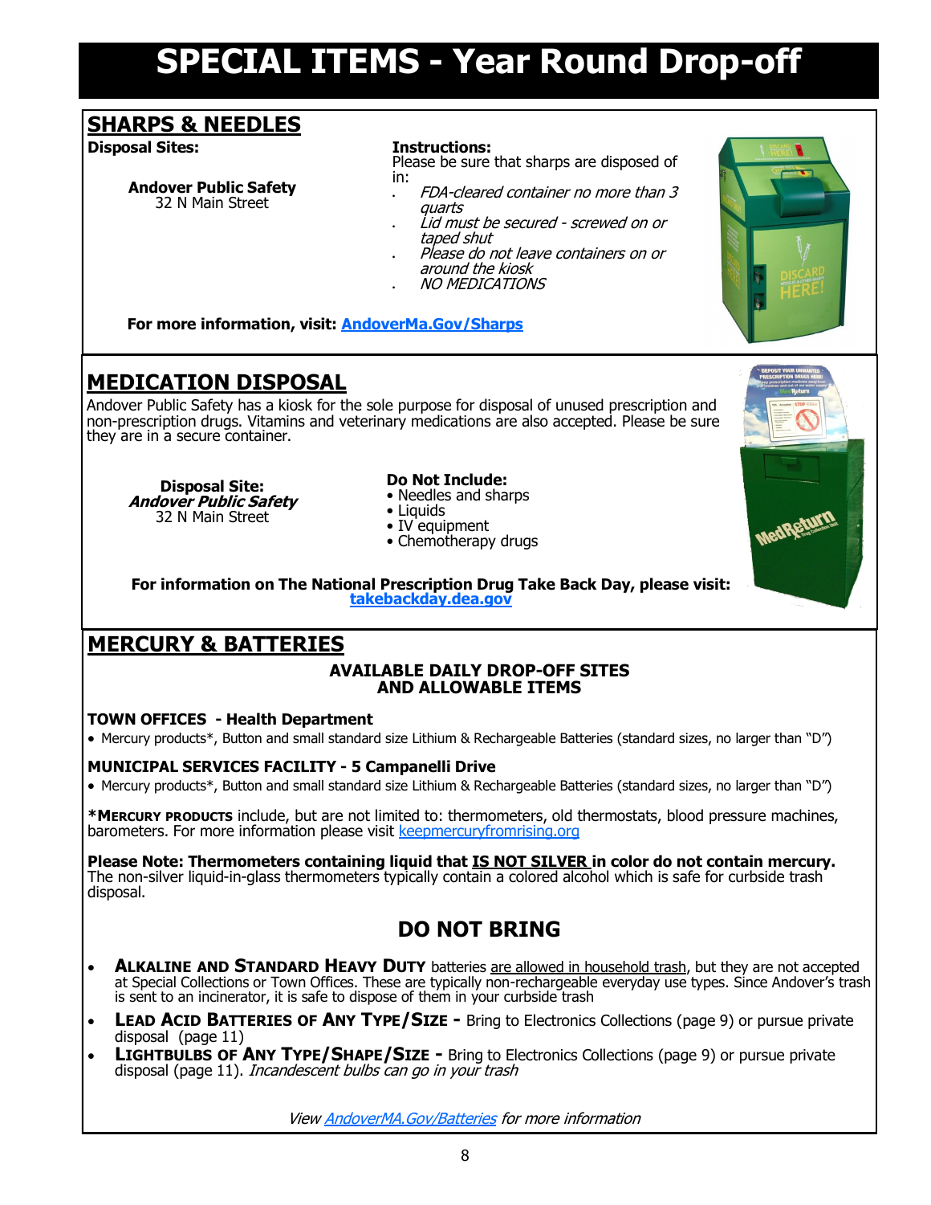# SPECIAL ITEMS - Year Round Drop-off

## SHARPS & NEEDLES

**Disposal Sites:**

**Andover Public Safety**
32 N Main Street

**Instructions:**
Please be sure that sharps are disposed of in:

- *FDA-cleared container no more than 3 quarts*
- *Lid must be secured - screwed on or taped shut*
- *Please do not leave containers on or around the kiosk*
- *NO MEDICATIONS*

**For more information, visit: [AndoverMa.Gov/Sharps](AndoverMa.Gov/Sharps)**

## MEDICATION DISPOSAL

Andover Public Safety has a kiosk for the sole purpose for disposal of unused prescription and non-prescription drugs. Vitamins and veterinary medications are also accepted. Please be sure they are in a secure container.

**Disposal Site:**
***Andover Public Safety***
32 N Main Street

**Do Not Include:**

- Needles and sharps
- Liquids
- IV equipment
- Chemotherapy drugs

**For information on The National Prescription Drug Take Back Day, please visit: [takebackday.dea.gov](takebackday.dea.gov)**

## MERCURY & BATTERIES

**AVAILABLE DAILY DROP-OFF SITES AND ALLOWABLE ITEMS**

**TOWN OFFICES - Health Department**

- Mercury products*, Button and small standard size Lithium & Rechargeable Batteries (standard sizes, no larger than "D")

**MUNICIPAL SERVICES FACILITY - 5 Campanelli Drive**

- Mercury products*, Button and small standard size Lithium & Rechargeable Batteries (standard sizes, no larger than "D")

***MERCURY PRODUCTS** include, but are not limited to: thermometers, old thermostats, blood pressure machines, barometers. For more information please visit [keepmercuryfromrising.org](keepmercuryfromrising.org)

**Please Note: Thermometers containing liquid that IS NOT SILVER in color do not contain mercury.** The non-silver liquid-in-glass thermometers typically contain a colored alcohol which is safe for curbside trash disposal.

### DO NOT BRING

- **ALKALINE AND STANDARD HEAVY DUTY** batteries are allowed in household trash, but they are not accepted at Special Collections or Town Offices. These are typically non-rechargeable everyday use types. Since Andover's trash is sent to an incinerator, it is safe to dispose of them in your curbside trash
- **LEAD ACID BATTERIES OF ANY TYPE/SIZE -** Bring to Electronics Collections (page 9) or pursue private disposal (page 11)
- **LIGHTBULBS OF ANY TYPE/SHAPE/SIZE -** Bring to Electronics Collections (page 9) or pursue private disposal (page 11). *Incandescent bulbs can go in your trash*

*View [AndoverMA.Gov/Batteries](AndoverMA.Gov/Batteries) for more information*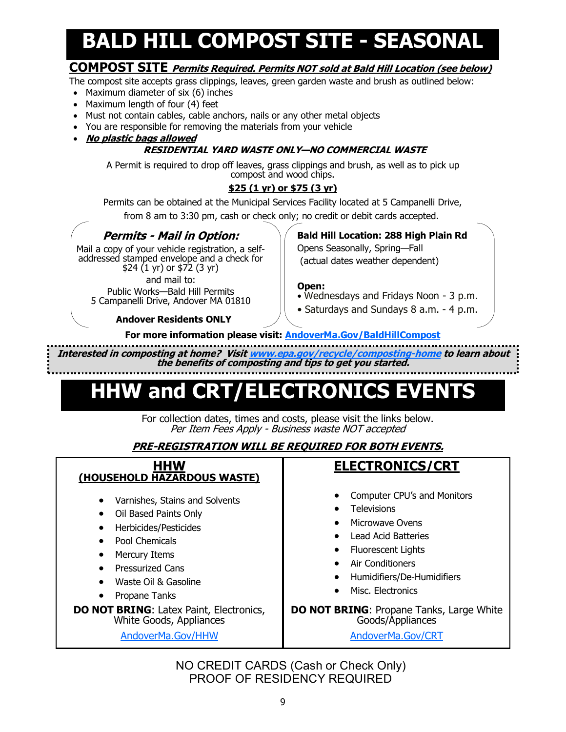# BALD HILL COMPOST SITE - SEASONAL

## COMPOST SITE *Permits Required. Permits NOT sold at Bald Hill Location (see below)*

The compost site accepts grass clippings, leaves, green garden waste and brush as outlined below:

- Maximum diameter of six (6) inches
- Maximum length of four (4) feet
- Must not contain cables, cable anchors, nails or any other metal objects
- You are responsible for removing the materials from your vehicle
- ***No plastic bags allowed***

***RESIDENTIAL YARD WASTE ONLY—NO COMMERCIAL WASTE***

A Permit is required to drop off leaves, grass clippings and brush, as well as to pick up compost and wood chips.

**$25 (1 yr) or $75 (3 yr)**

Permits can be obtained at the Municipal Services Facility located at 5 Campanelli Drive, from 8 am to 3:30 pm, cash or check only; no credit or debit cards accepted.

### *Permits - Mail in Option:*

Mail a copy of your vehicle registration, a self-addressed stamped envelope and a check for $24 (1 yr) or $72 (3 yr) and mail to:

Public Works—Bald Hill Permits
5 Campanelli Drive, Andover MA 01810

**Andover Residents ONLY**

**Bald Hill Location: 288 High Plain Rd**

Opens Seasonally, Spring—Fall
(actual dates weather dependent)

**Open:**

- Wednesdays and Fridays Noon - 3 p.m.
- Saturdays and Sundays 8 a.m. - 4 p.m.

**For more information please visit: AndoverMa.Gov/BaldHillCompost**

***Interested in composting at home? Visit www.epa.gov/recycle/composting-home to learn about the benefits of composting and tips to get you started.***

# HHW and CRT/ELECTRONICS EVENTS

For collection dates, times and costs, please visit the links below.
*Per Item Fees Apply - Business waste NOT accepted*

***PRE-REGISTRATION WILL BE REQUIRED FOR BOTH EVENTS.***

## HHW (HOUSEHOLD HAZARDOUS WASTE)

- Varnishes, Stains and Solvents
- Oil Based Paints Only
- Herbicides/Pesticides
- Pool Chemicals
- Mercury Items
- Pressurized Cans
- Waste Oil & Gasoline
- Propane Tanks

**DO NOT BRING**: Latex Paint, Electronics, White Goods, Appliances

AndoverMa.Gov/HHW

## ELECTRONICS/CRT

- Computer CPU's and Monitors
- Televisions
- Microwave Ovens
- Lead Acid Batteries
- Fluorescent Lights
- Air Conditioners
- Humidifiers/De-Humidifiers
- Misc. Electronics

**DO NOT BRING**: Propane Tanks, Large White Goods/Appliances

AndoverMa.Gov/CRT

NO CREDIT CARDS (Cash or Check Only)
PROOF OF RESIDENCY REQUIRED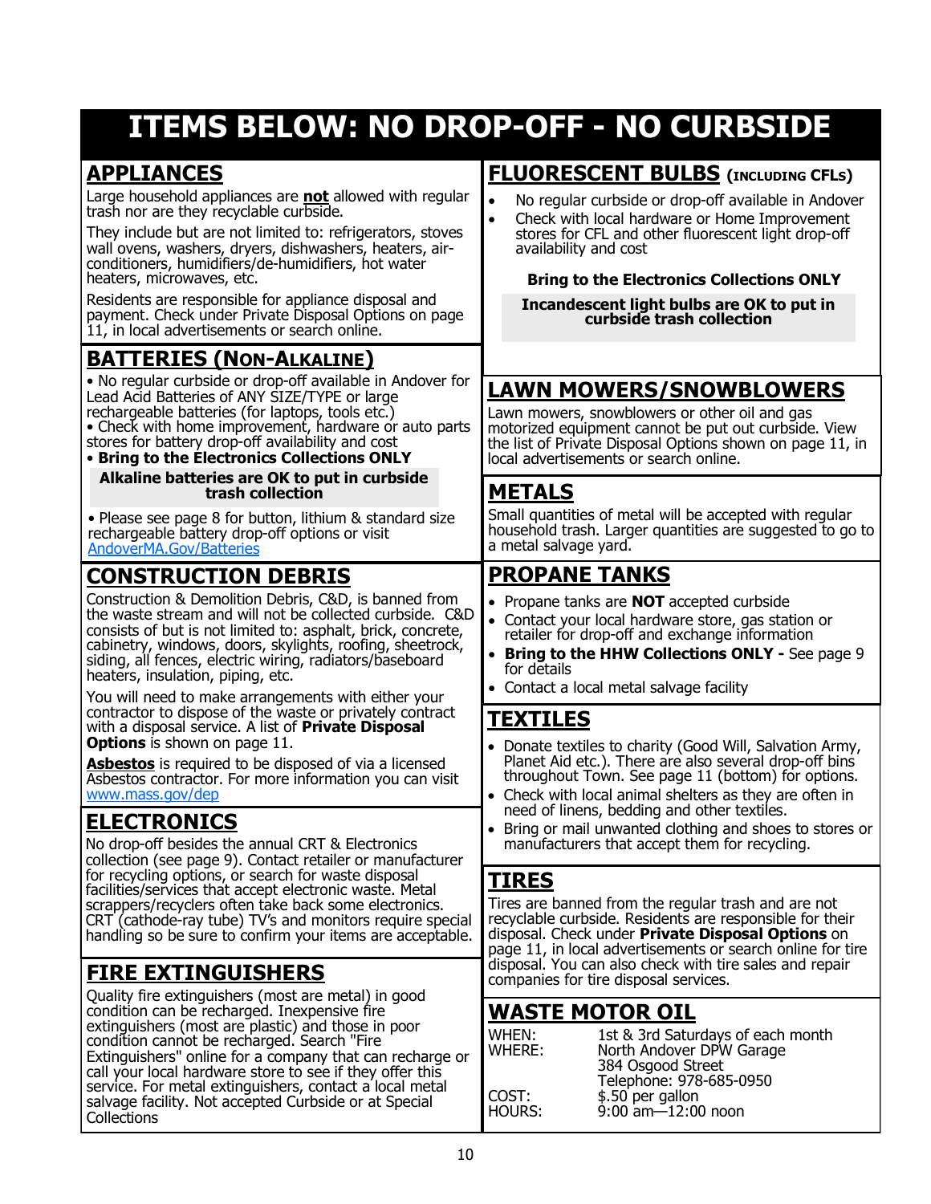# ITEMS BELOW: NO DROP-OFF - NO CURBSIDE

## APPLIANCES

Large household appliances are **not** allowed with regular trash nor are they recyclable curbside.

They include but are not limited to: refrigerators, stoves wall ovens, washers, dryers, dishwashers, heaters, air-conditioners, humidifiers/de-humidifiers, hot water heaters, microwaves, etc.

Residents are responsible for appliance disposal and payment. Check under Private Disposal Options on page 11, in local advertisements or search online.

## BATTERIES (NON-ALKALINE)

- No regular curbside or drop-off available in Andover for Lead Acid Batteries of ANY SIZE/TYPE or large rechargeable batteries (for laptops, tools etc.)
- Check with home improvement, hardware or auto parts stores for battery drop-off availability and cost
- **Bring to the Electronics Collections ONLY**

**Alkaline batteries are OK to put in curbside trash collection**

- Please see page 8 for button, lithium & standard size rechargeable battery drop-off options or visit AndoverMA.Gov/Batteries

## CONSTRUCTION DEBRIS

Construction & Demolition Debris, C&D, is banned from the waste stream and will not be collected curbside. C&D consists of but is not limited to: asphalt, brick, concrete, cabinetry, windows, doors, skylights, roofing, sheetrock, siding, all fences, electric wiring, radiators/baseboard heaters, insulation, piping, etc.

You will need to make arrangements with either your contractor to dispose of the waste or privately contract with a disposal service. A list of **Private Disposal Options** is shown on page 11.

**Asbestos** is required to be disposed of via a licensed Asbestos contractor. For more information you can visit www.mass.gov/dep

## ELECTRONICS

No drop-off besides the annual CRT & Electronics collection (see page 9). Contact retailer or manufacturer for recycling options, or search for waste disposal facilities/services that accept electronic waste. Metal scrappers/recyclers often take back some electronics. CRT (cathode-ray tube) TV's and monitors require special handling so be sure to confirm your items are acceptable.

## FIRE EXTINGUISHERS

Quality fire extinguishers (most are metal) in good condition can be recharged. Inexpensive fire extinguishers (most are plastic) and those in poor condition cannot be recharged. Search "Fire Extinguishers" online for a company that can recharge or call your local hardware store to see if they offer this service. For metal extinguishers, contact a local metal salvage facility. Not accepted Curbside or at Special Collections

## FLUORESCENT BULBS (INCLUDING CFLs)

- No regular curbside or drop-off available in Andover
- Check with local hardware or Home Improvement stores for CFL and other fluorescent light drop-off availability and cost

**Bring to the Electronics Collections ONLY**

**Incandescent light bulbs are OK to put in curbside trash collection**

## LAWN MOWERS/SNOWBLOWERS

Lawn mowers, snowblowers or other oil and gas motorized equipment cannot be put out curbside. View the list of Private Disposal Options shown on page 11, in local advertisements or search online.

## METALS

Small quantities of metal will be accepted with regular household trash. Larger quantities are suggested to go to a metal salvage yard.

## PROPANE TANKS

- Propane tanks are **NOT** accepted curbside
- Contact your local hardware store, gas station or retailer for drop-off and exchange information
- **Bring to the HHW Collections ONLY -** See page 9 for details
- Contact a local metal salvage facility

## TEXTILES

- Donate textiles to charity (Good Will, Salvation Army, Planet Aid etc.). There are also several drop-off bins throughout Town. See page 11 (bottom) for options.
- Check with local animal shelters as they are often in need of linens, bedding and other textiles.
- Bring or mail unwanted clothing and shoes to stores or manufacturers that accept them for recycling.

## TIRES

Tires are banned from the regular trash and are not recyclable curbside. Residents are responsible for their disposal. Check under **Private Disposal Options** on page 11, in local advertisements or search online for tire disposal. You can also check with tire sales and repair companies for tire disposal services.

## WASTE MOTOR OIL

| | |
|---|---|
| WHEN: | 1st & 3rd Saturdays of each month |
| WHERE: | North Andover DPW Garage<br>384 Osgood Street<br>Telephone: 978-685-0950 |
| COST: | $.50 per gallon |
| HOURS: | 9:00 am—12:00 noon |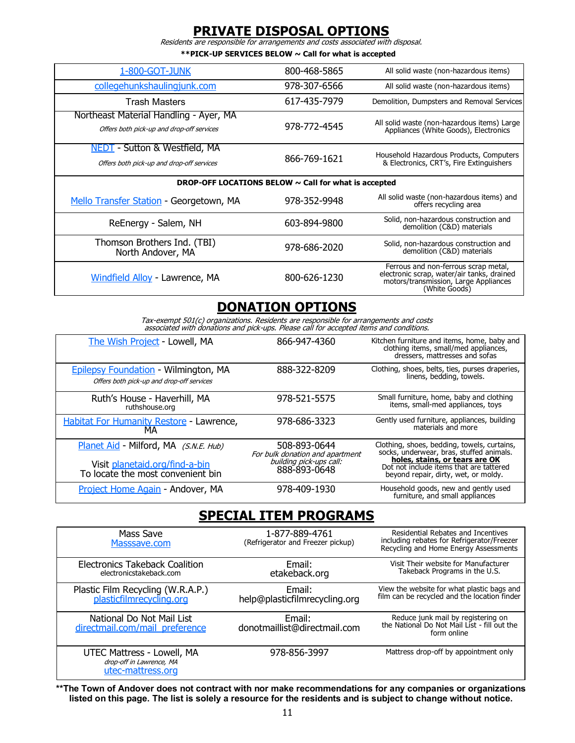# PRIVATE DISPOSAL OPTIONS

*Residents are responsible for arrangements and costs associated with disposal.*

**\*\*PICK-UP SERVICES BELOW ~ Call for what is accepted**

| Name | Phone | Accepted |
|---|---|---|
| 1-800-GOT-JUNK | 800-468-5865 | All solid waste (non-hazardous items) |
| collegehunkshaulingjunk.com | 978-307-6566 | All solid waste (non-hazardous items) |
| Trash Masters | 617-435-7979 | Demolition, Dumpsters and Removal Services |
| Northeast Material Handling - Ayer, MA *Offers both pick-up and drop-off services* | 978-772-4545 | All solid waste (non-hazardous items) Large Appliances (White Goods), Electronics |
| NEDT - Sutton & Westfield, MA *Offers both pick-up and drop-off services* | 866-769-1621 | Household Hazardous Products, Computers & Electronics, CRT's, Fire Extinguishers |
| **DROP-OFF LOCATIONS BELOW ~ Call for what is accepted** | | |
| Mello Transfer Station - Georgetown, MA | 978-352-9948 | All solid waste (non-hazardous items) and offers recycling area |
| ReEnergy - Salem, NH | 603-894-9800 | Solid, non-hazardous construction and demolition (C&D) materials |
| Thomson Brothers Ind. (TBI) North Andover, MA | 978-686-2020 | Solid, non-hazardous construction and demolition (C&D) materials |
| Windfield Alloy - Lawrence, MA | 800-626-1230 | Ferrous and non-ferrous scrap metal, electronic scrap, water/air tanks, drained motors/transmission, Large Appliances (White Goods) |

# DONATION OPTIONS

*Tax-exempt 501(c) organizations. Residents are responsible for arrangements and costs associated with donations and pick-ups. Please call for accepted items and conditions.*

| Name | Phone | Accepted |
|---|---|---|
| The Wish Project - Lowell, MA | 866-947-4360 | Kitchen furniture and items, home, baby and clothing items, small/med appliances, dressers, mattresses and sofas |
| Epilepsy Foundation - Wilmington, MA *Offers both pick-up and drop-off services* | 888-322-8209 | Clothing, shoes, belts, ties, purses draperies, linens, bedding, towels. |
| Ruth's House - Haverhill, MA ruthshouse.org | 978-521-5575 | Small furniture, home, baby and clothing items, small-med appliances, toys |
| Habitat For Humanity Restore - Lawrence, MA | 978-686-3323 | Gently used furniture, appliances, building materials and more |
| Planet Aid - Milford, MA *(S.N.E. Hub)* Visit planetaid.org/find-a-bin To locate the most convenient bin | 508-893-0644 *For bulk donation and apartment building pick-ups call:* 888-893-0648 | Clothing, shoes, bedding, towels, curtains, socks, underwear, bras, stuffed animals. **holes, stains, or tears are OK** Dot not include items that are tattered beyond repair, dirty, wet, or moldy. |
| Project Home Again - Andover, MA | 978-409-1930 | Household goods, new and gently used furniture, and small appliances |

# SPECIAL ITEM PROGRAMS

| Name | Contact | Details |
|---|---|---|
| Mass Save Masssave.com | 1-877-889-4761 (Refrigerator and Freezer pickup) | Residential Rebates and Incentives including rebates for Refrigerator/Freezer Recycling and Home Energy Assessments |
| Electronics Takeback Coalition electronicstakeback.com | Email: etakeback.org | Visit Their website for Manufacturer Takeback Programs in the U.S. |
| Plastic Film Recycling (W.R.A.P.) plasticfilmrecycling.org | Email: help@plasticfilmrecycling.org | View the website for what plastic bags and film can be recycled and the location finder |
| National Do Not Mail List directmail.com/mail_preference | Email: donotmaillist@directmail.com | Reduce junk mail by registering on the National Do Not Mail List - fill out the form online |
| UTEC Mattress - Lowell, MA *drop-off in Lawrence, MA* utec-mattress.org | 978-856-3997 | Mattress drop-off by appointment only |

**\*\*The Town of Andover does not contract with nor make recommendations for any companies or organizations listed on this page. The list is solely a resource for the residents and is subject to change without notice.**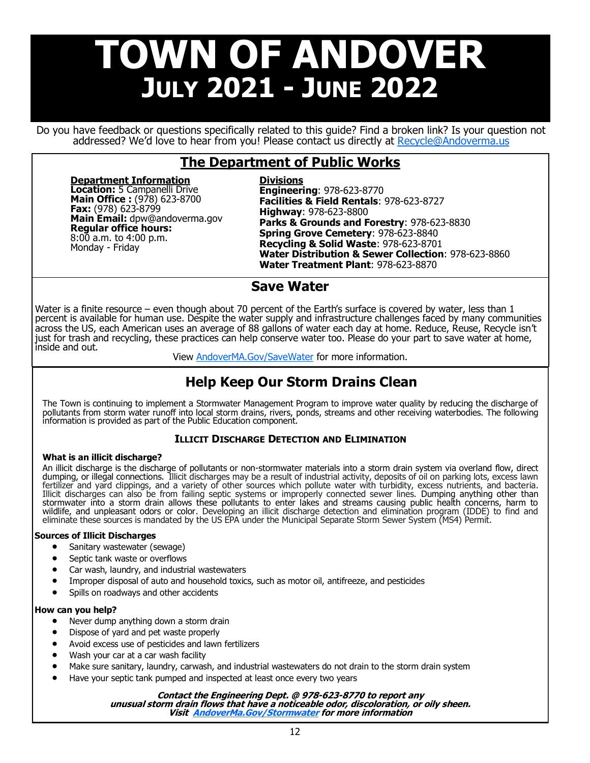# TOWN OF ANDOVER
## July 2021 - June 2022

Do you have feedback or questions specifically related to this guide? Find a broken link? Is your question not addressed? We'd love to hear from you! Please contact us directly at [Recycle@Andoverma.us](mailto:Recycle@Andoverma.us)

## The Department of Public Works

**Department Information**
**Location:** 5 Campanelli Drive
**Main Office :** (978) 623-8700
**Fax:** (978) 623-8799
**Main Email:** dpw@andoverma.gov
**Regular office hours:**
8:00 a.m. to 4:00 p.m.
Monday - Friday

**Divisions**
**Engineering**: 978-623-8770
**Facilities & Field Rentals**: 978-623-8727
**Highway**: 978-623-8800
**Parks & Grounds and Forestry**: 978-623-8830
**Spring Grove Cemetery**: 978-623-8840
**Recycling & Solid Waste**: 978-623-8701
**Water Distribution & Sewer Collection**: 978-623-8860
**Water Treatment Plant**: 978-623-8870

## Save Water

Water is a finite resource – even though about 70 percent of the Earth's surface is covered by water, less than 1 percent is available for human use. Despite the water supply and infrastructure challenges faced by many communities across the US, each American uses an average of 88 gallons of water each day at home. Reduce, Reuse, Recycle isn't just for trash and recycling, these practices can help conserve water too. Please do your part to save water at home, inside and out.

View AndoverMA.Gov/SaveWater for more information.

## Help Keep Our Storm Drains Clean

The Town is continuing to implement a Stormwater Management Program to improve water quality by reducing the discharge of pollutants from storm water runoff into local storm drains, rivers, ponds, streams and other receiving waterbodies. The following information is provided as part of the Public Education component.

### Illicit Discharge Detection and Elimination

**What is an illicit discharge?**

An illicit discharge is the discharge of pollutants or non-stormwater materials into a storm drain system via overland flow, direct dumping, or illegal connections. Illicit discharges may be a result of industrial activity, deposits of oil on parking lots, excess lawn fertilizer and yard clippings, and a variety of other sources which pollute water with turbidity, excess nutrients, and bacteria. Illicit discharges can also be from failing septic systems or improperly connected sewer lines. Dumping anything other than stormwater into a storm drain allows these pollutants to enter lakes and streams causing public health concerns, harm to wildlife, and unpleasant odors or color. Developing an illicit discharge detection and elimination program (IDDE) to find and eliminate these sources is mandated by the US EPA under the Municipal Separate Storm Sewer System (MS4) Permit.

**Sources of Illicit Discharges**

- Sanitary wastewater (sewage)
- Septic tank waste or overflows
- Car wash, laundry, and industrial wastewaters
- Improper disposal of auto and household toxics, such as motor oil, antifreeze, and pesticides
- Spills on roadways and other accidents

**How can you help?**

- Never dump anything down a storm drain
- Dispose of yard and pet waste properly
- Avoid excess use of pesticides and lawn fertilizers
- Wash your car at a car wash facility
- Make sure sanitary, laundry, carwash, and industrial wastewaters do not drain to the storm drain system
- Have your septic tank pumped and inspected at least once every two years

***Contact the Engineering Dept. @ 978-623-8770 to report any unusual storm drain flows that have a noticeable odor, discoloration, or oily sheen.***
***Visit AndoverMa.Gov/Stormwater for more information***